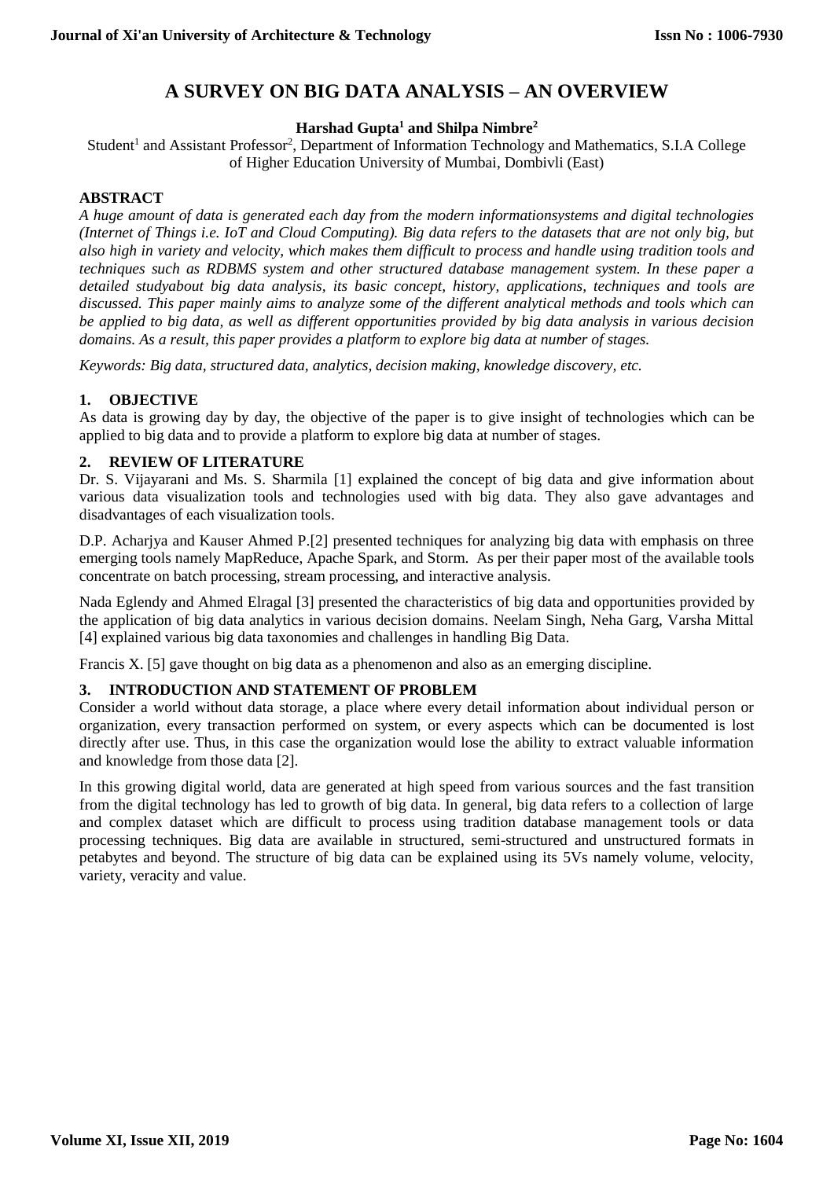# A SURVEY ON BIG DATA ANALYSIS – AN OVERVIEW

**Harshad Gupta[1] and Shilpa Nimbre[2]**

Student[1] and Assistant Professor[2], Department of Information Technology and Mathematics, S.I.A College of Higher Education University of Mumbai, Dombivli (East)

## ABSTRACT

*A huge amount of data is generated each day from the modern informationsystems and digital technologies (Internet of Things i.e. IoT and Cloud Computing). Big data refers to the datasets that are not only big, but also high in variety and velocity, which makes them difficult to process and handle using tradition tools and techniques such as RDBMS system and other structured database management system. In these paper a detailed studyabout big data analysis, its basic concept, history, applications, techniques and tools are discussed. This paper mainly aims to analyze some of the different analytical methods and tools which can be applied to big data, as well as different opportunities provided by big data analysis in various decision domains. As a result, this paper provides a platform to explore big data at number of stages.*

*Keywords: Big data, structured data, analytics, decision making, knowledge discovery, etc.*

## 1. OBJECTIVE

As data is growing day by day, the objective of the paper is to give insight of technologies which can be applied to big data and to provide a platform to explore big data at number of stages.

## 2. REVIEW OF LITERATURE

Dr. S. Vijayarani and Ms. S. Sharmila [1] explained the concept of big data and give information about various data visualization tools and technologies used with big data. They also gave advantages and disadvantages of each visualization tools.

D.P. Acharjya and Kauser Ahmed P.[2] presented techniques for analyzing big data with emphasis on three emerging tools namely MapReduce, Apache Spark, and Storm. As per their paper most of the available tools concentrate on batch processing, stream processing, and interactive analysis.

Nada Eglendy and Ahmed Elragal [3] presented the characteristics of big data and opportunities provided by the application of big data analytics in various decision domains. Neelam Singh, Neha Garg, Varsha Mittal [4] explained various big data taxonomies and challenges in handling Big Data.

Francis X. [5] gave thought on big data as a phenomenon and also as an emerging discipline.

## 3. INTRODUCTION AND STATEMENT OF PROBLEM

Consider a world without data storage, a place where every detail information about individual person or organization, every transaction performed on system, or every aspects which can be documented is lost directly after use. Thus, in this case the organization would lose the ability to extract valuable information and knowledge from those data [2].

In this growing digital world, data are generated at high speed from various sources and the fast transition from the digital technology has led to growth of big data. In general, big data refers to a collection of large and complex dataset which are difficult to process using tradition database management tools or data processing techniques. Big data are available in structured, semi-structured and unstructured formats in petabytes and beyond. The structure of big data can be explained using its 5Vs namely volume, velocity, variety, veracity and value.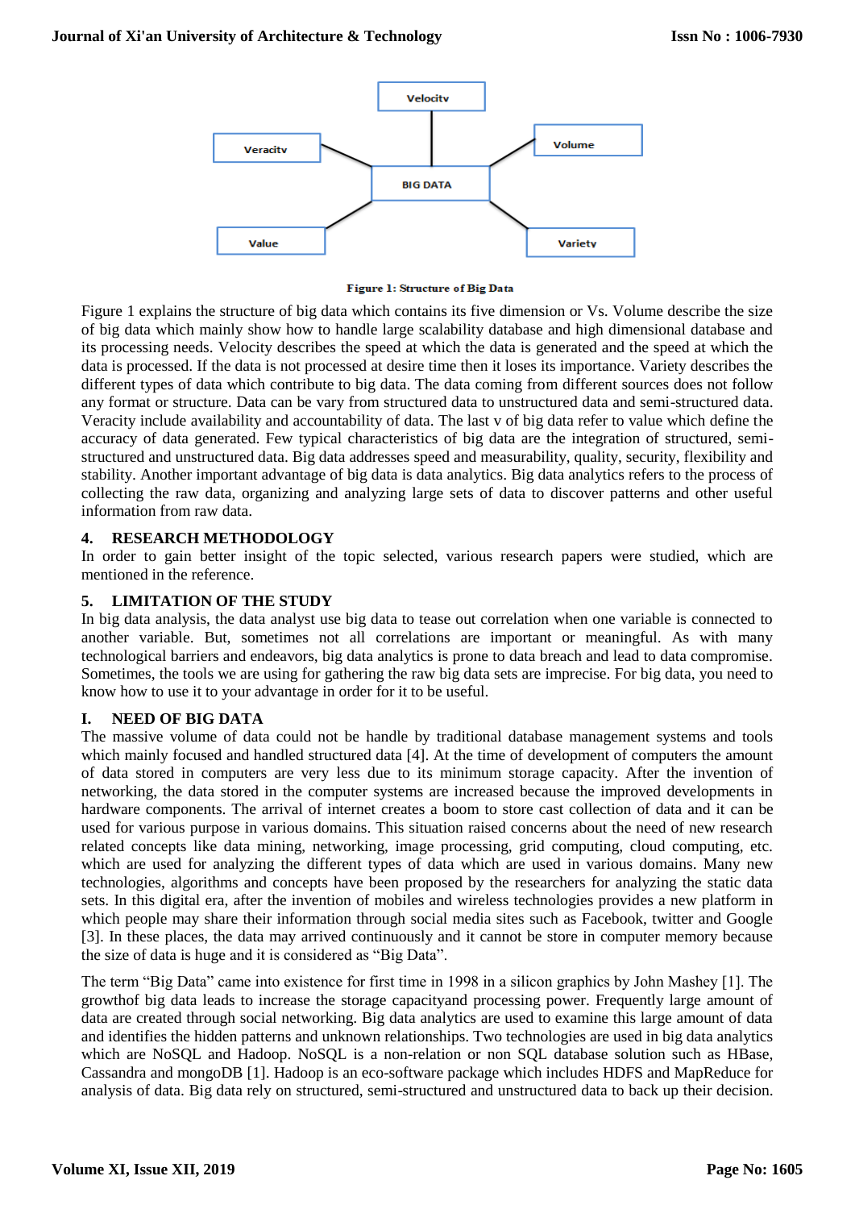Figure 1: Structure of Big Data

Figure 1 explains the structure of big data which contains its five dimension or Vs. Volume describe the size of big data which mainly show how to handle large scalability database and high dimensional database and its processing needs. Velocity describes the speed at which the data is generated and the speed at which the data is processed. If the data is not processed at desire time then it loses its importance. Variety describes the different types of data which contribute to big data. The data coming from different sources does not follow any format or structure. Data can be vary from structured data to unstructured data and semi-structured data. Veracity include availability and accountability of data. The last v of big data refer to value which define the accuracy of data generated. Few typical characteristics of big data are the integration of structured, semi-structured and unstructured data. Big data addresses speed and measurability, quality, security, flexibility and stability. Another important advantage of big data is data analytics. Big data analytics refers to the process of collecting the raw data, organizing and analyzing large sets of data to discover patterns and other useful information from raw data.

## 4. RESEARCH METHODOLOGY

In order to gain better insight of the topic selected, various research papers were studied, which are mentioned in the reference.

## 5. LIMITATION OF THE STUDY

In big data analysis, the data analyst use big data to tease out correlation when one variable is connected to another variable. But, sometimes not all correlations are important or meaningful. As with many technological barriers and endeavors, big data analytics is prone to data breach and lead to data compromise. Sometimes, the tools we are using for gathering the raw big data sets are imprecise. For big data, you need to know how to use it to your advantage in order for it to be useful.

## I. NEED OF BIG DATA

The massive volume of data could not be handle by traditional database management systems and tools which mainly focused and handled structured data [4]. At the time of development of computers the amount of data stored in computers are very less due to its minimum storage capacity. After the invention of networking, the data stored in the computer systems are increased because the improved developments in hardware components. The arrival of internet creates a boom to store cast collection of data and it can be used for various purpose in various domains. This situation raised concerns about the need of new research related concepts like data mining, networking, image processing, grid computing, cloud computing, etc. which are used for analyzing the different types of data which are used in various domains. Many new technologies, algorithms and concepts have been proposed by the researchers for analyzing the static data sets. In this digital era, after the invention of mobiles and wireless technologies provides a new platform in which people may share their information through social media sites such as Facebook, twitter and Google [3]. In these places, the data may arrived continuously and it cannot be store in computer memory because the size of data is huge and it is considered as "Big Data".

The term "Big Data" came into existence for first time in 1998 in a silicon graphics by John Mashey [1]. The growthof big data leads to increase the storage capacityand processing power. Frequently large amount of data are created through social networking. Big data analytics are used to examine this large amount of data and identifies the hidden patterns and unknown relationships. Two technologies are used in big data analytics which are NoSQL and Hadoop. NoSQL is a non-relation or non SQL database solution such as HBase, Cassandra and mongoDB [1]. Hadoop is an eco-software package which includes HDFS and MapReduce for analysis of data. Big data rely on structured, semi-structured and unstructured data to back up their decision.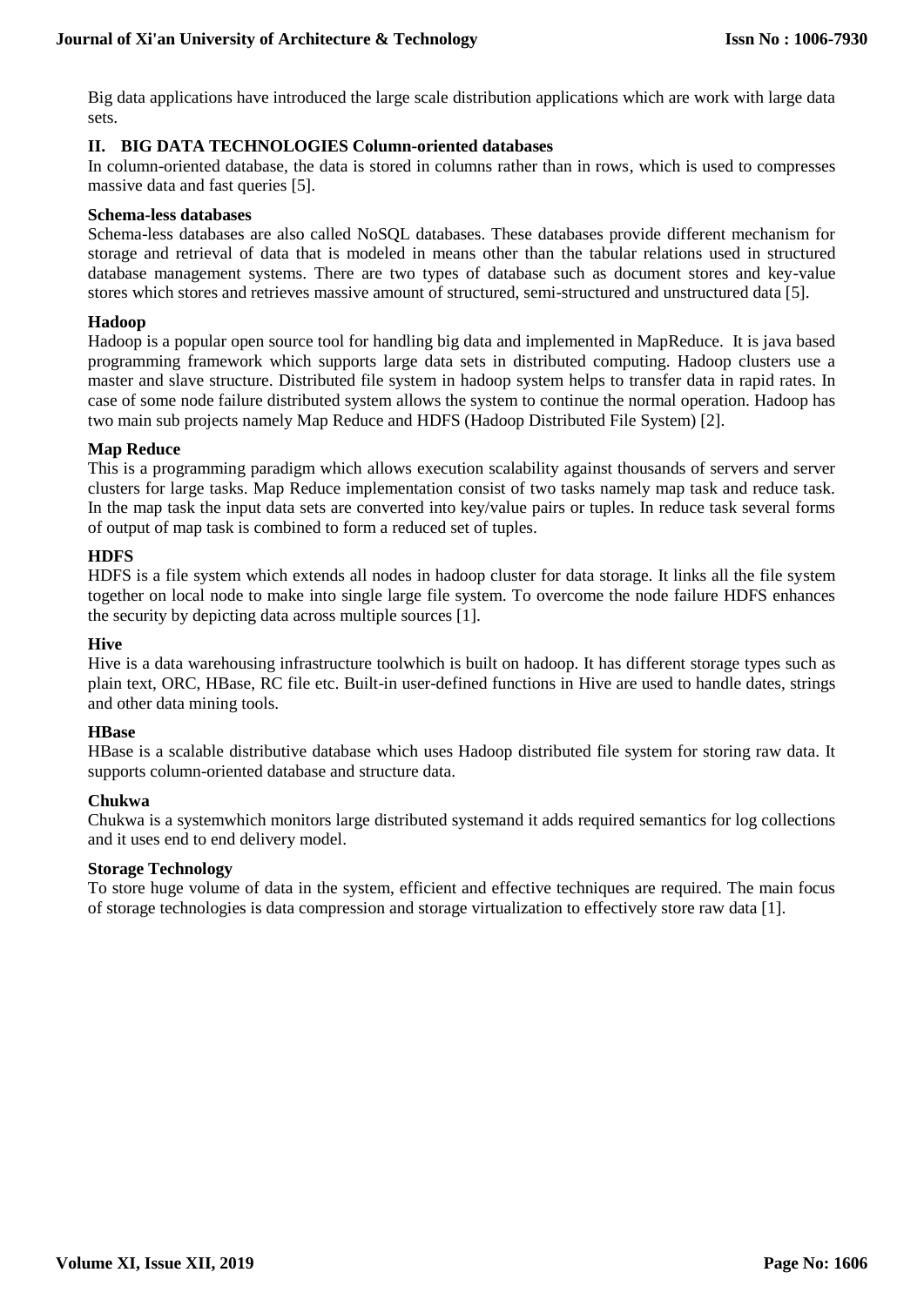Big data applications have introduced the large scale distribution applications which are work with large data sets.

## II. BIG DATA TECHNOLOGIES Column-oriented databases

In column-oriented database, the data is stored in columns rather than in rows, which is used to compresses massive data and fast queries [5].

### Schema-less databases

Schema-less databases are also called NoSQL databases. These databases provide different mechanism for storage and retrieval of data that is modeled in means other than the tabular relations used in structured database management systems. There are two types of database such as document stores and key-value stores which stores and retrieves massive amount of structured, semi-structured and unstructured data [5].

### Hadoop

Hadoop is a popular open source tool for handling big data and implemented in MapReduce. It is java based programming framework which supports large data sets in distributed computing. Hadoop clusters use a master and slave structure. Distributed file system in hadoop system helps to transfer data in rapid rates. In case of some node failure distributed system allows the system to continue the normal operation. Hadoop has two main sub projects namely Map Reduce and HDFS (Hadoop Distributed File System) [2].

### Map Reduce

This is a programming paradigm which allows execution scalability against thousands of servers and server clusters for large tasks. Map Reduce implementation consist of two tasks namely map task and reduce task. In the map task the input data sets are converted into key/value pairs or tuples. In reduce task several forms of output of map task is combined to form a reduced set of tuples.

### HDFS

HDFS is a file system which extends all nodes in hadoop cluster for data storage. It links all the file system together on local node to make into single large file system. To overcome the node failure HDFS enhances the security by depicting data across multiple sources [1].

### Hive

Hive is a data warehousing infrastructure toolwhich is built on hadoop. It has different storage types such as plain text, ORC, HBase, RC file etc. Built-in user-defined functions in Hive are used to handle dates, strings and other data mining tools.

### HBase

HBase is a scalable distributive database which uses Hadoop distributed file system for storing raw data. It supports column-oriented database and structure data.

### Chukwa

Chukwa is a systemwhich monitors large distributed systemand it adds required semantics for log collections and it uses end to end delivery model.

### Storage Technology

To store huge volume of data in the system, efficient and effective techniques are required. The main focus of storage technologies is data compression and storage virtualization to effectively store raw data [1].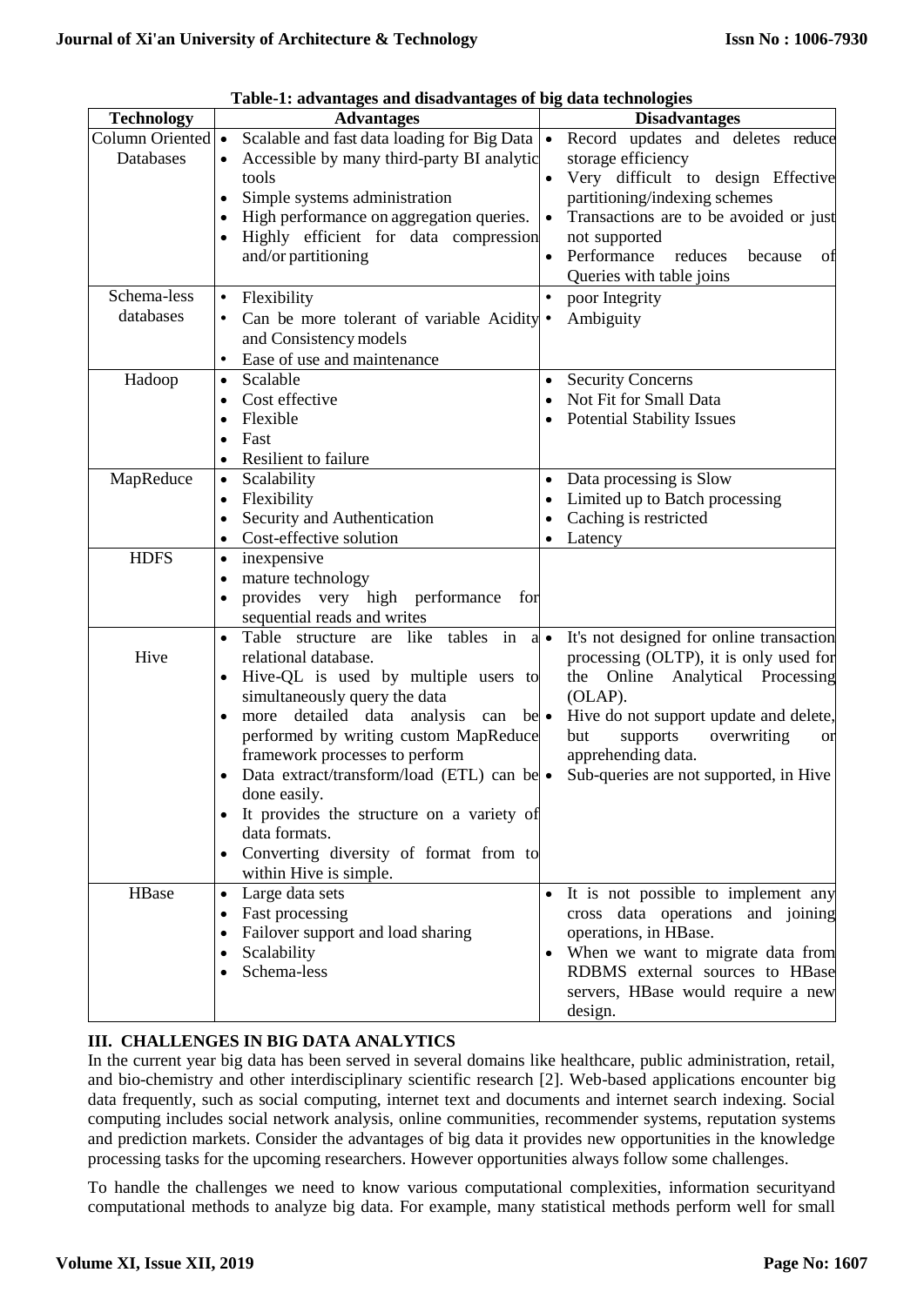**Table-1: advantages and disadvantages of big data technologies**

| Technology | Advantages | Disadvantages |
|---|---|---|
| Column Oriented Databases | • Scalable and fast data loading for Big Data<br>• Accessible by many third-party BI analytic tools<br>• Simple systems administration<br>• High performance on aggregation queries.<br>• Highly efficient for data compression and/or partitioning | • Record updates and deletes reduce storage efficiency<br>• Very difficult to design Effective partitioning/indexing schemes<br>• Transactions are to be avoided or just not supported<br>• Performance reduces because of Queries with table joins |
| Schema-less databases | • Flexibility<br>• Can be more tolerant of variable Acidity and Consistency models<br>• Ease of use and maintenance | • poor Integrity<br>• Ambiguity |
| Hadoop | • Scalable<br>• Cost effective<br>• Flexible<br>• Fast<br>• Resilient to failure | • Security Concerns<br>• Not Fit for Small Data<br>• Potential Stability Issues |
| MapReduce | • Scalability<br>• Flexibility<br>• Security and Authentication<br>• Cost-effective solution | • Data processing is Slow<br>• Limited up to Batch processing<br>• Caching is restricted<br>• Latency |
| HDFS | • inexpensive<br>• mature technology<br>• provides very high performance for sequential reads and writes | |
| Hive | • Table structure are like tables in a relational database.<br>• Hive-QL is used by multiple users to simultaneously query the data<br>• more detailed data analysis can be performed by writing custom MapReduce framework processes to perform<br>• Data extract/transform/load (ETL) can be done easily.<br>• It provides the structure on a variety of data formats.<br>• Converting diversity of format from to within Hive is simple. | • It's not designed for online transaction processing (OLTP), it is only used for the Online Analytical Processing (OLAP).<br>• Hive do not support update and delete, but supports overwriting or apprehending data.<br>• Sub-queries are not supported, in Hive |
| HBase | • Large data sets<br>• Fast processing<br>• Failover support and load sharing<br>• Scalability<br>• Schema-less | • It is not possible to implement any cross data operations and joining operations, in HBase.<br>• When we want to migrate data from RDBMS external sources to HBase servers, HBase would require a new design. |

## III. CHALLENGES IN BIG DATA ANALYTICS

In the current year big data has been served in several domains like healthcare, public administration, retail, and bio-chemistry and other interdisciplinary scientific research [2]. Web-based applications encounter big data frequently, such as social computing, internet text and documents and internet search indexing. Social computing includes social network analysis, online communities, recommender systems, reputation systems and prediction markets. Consider the advantages of big data it provides new opportunities in the knowledge processing tasks for the upcoming researchers. However opportunities always follow some challenges.

To handle the challenges we need to know various computational complexities, information securityand computational methods to analyze big data. For example, many statistical methods perform well for small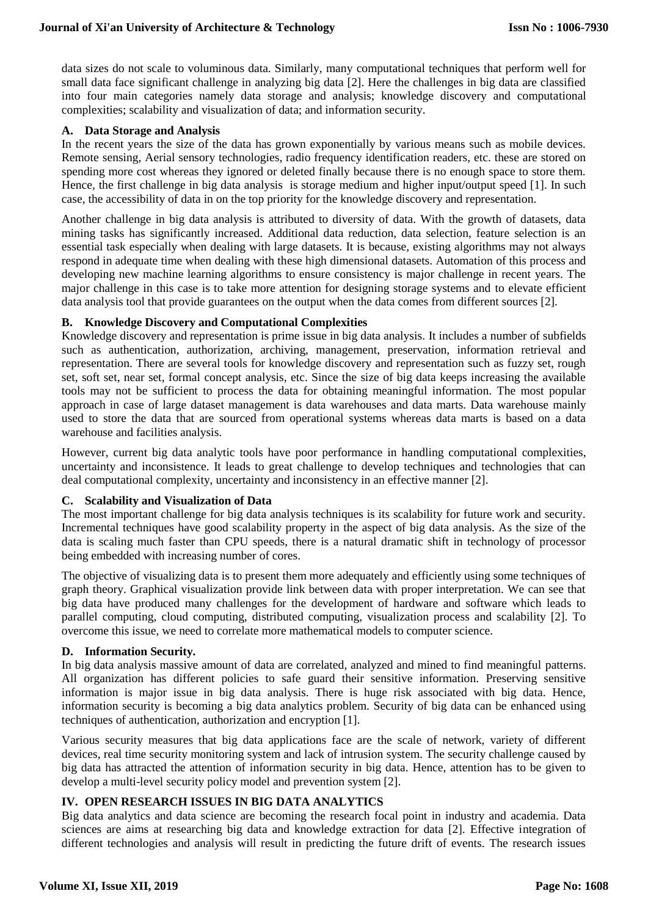data sizes do not scale to voluminous data. Similarly, many computational techniques that perform well for small data face significant challenge in analyzing big data [2]. Here the challenges in big data are classified into four main categories namely data storage and analysis; knowledge discovery and computational complexities; scalability and visualization of data; and information security.

### A. Data Storage and Analysis

In the recent years the size of the data has grown exponentially by various means such as mobile devices. Remote sensing, Aerial sensory technologies, radio frequency identification readers, etc. these are stored on spending more cost whereas they ignored or deleted finally because there is no enough space to store them. Hence, the first challenge in big data analysis is storage medium and higher input/output speed [1]. In such case, the accessibility of data in on the top priority for the knowledge discovery and representation.

Another challenge in big data analysis is attributed to diversity of data. With the growth of datasets, data mining tasks has significantly increased. Additional data reduction, data selection, feature selection is an essential task especially when dealing with large datasets. It is because, existing algorithms may not always respond in adequate time when dealing with these high dimensional datasets. Automation of this process and developing new machine learning algorithms to ensure consistency is major challenge in recent years. The major challenge in this case is to take more attention for designing storage systems and to elevate efficient data analysis tool that provide guarantees on the output when the data comes from different sources [2].

### B. Knowledge Discovery and Computational Complexities

Knowledge discovery and representation is prime issue in big data analysis. It includes a number of subfields such as authentication, authorization, archiving, management, preservation, information retrieval and representation. There are several tools for knowledge discovery and representation such as fuzzy set, rough set, soft set, near set, formal concept analysis, etc. Since the size of big data keeps increasing the available tools may not be sufficient to process the data for obtaining meaningful information. The most popular approach in case of large dataset management is data warehouses and data marts. Data warehouse mainly used to store the data that are sourced from operational systems whereas data marts is based on a data warehouse and facilities analysis.

However, current big data analytic tools have poor performance in handling computational complexities, uncertainty and inconsistence. It leads to great challenge to develop techniques and technologies that can deal computational complexity, uncertainty and inconsistency in an effective manner [2].

### C. Scalability and Visualization of Data

The most important challenge for big data analysis techniques is its scalability for future work and security. Incremental techniques have good scalability property in the aspect of big data analysis. As the size of the data is scaling much faster than CPU speeds, there is a natural dramatic shift in technology of processor being embedded with increasing number of cores.

The objective of visualizing data is to present them more adequately and efficiently using some techniques of graph theory. Graphical visualization provide link between data with proper interpretation. We can see that big data have produced many challenges for the development of hardware and software which leads to parallel computing, cloud computing, distributed computing, visualization process and scalability [2]. To overcome this issue, we need to correlate more mathematical models to computer science.

### D. Information Security.

In big data analysis massive amount of data are correlated, analyzed and mined to find meaningful patterns. All organization has different policies to safe guard their sensitive information. Preserving sensitive information is major issue in big data analysis. There is huge risk associated with big data. Hence, information security is becoming a big data analytics problem. Security of big data can be enhanced using techniques of authentication, authorization and encryption [1].

Various security measures that big data applications face are the scale of network, variety of different devices, real time security monitoring system and lack of intrusion system. The security challenge caused by big data has attracted the attention of information security in big data. Hence, attention has to be given to develop a multi-level security policy model and prevention system [2].

## IV. OPEN RESEARCH ISSUES IN BIG DATA ANALYTICS

Big data analytics and data science are becoming the research focal point in industry and academia. Data sciences are aims at researching big data and knowledge extraction for data [2]. Effective integration of different technologies and analysis will result in predicting the future drift of events. The research issues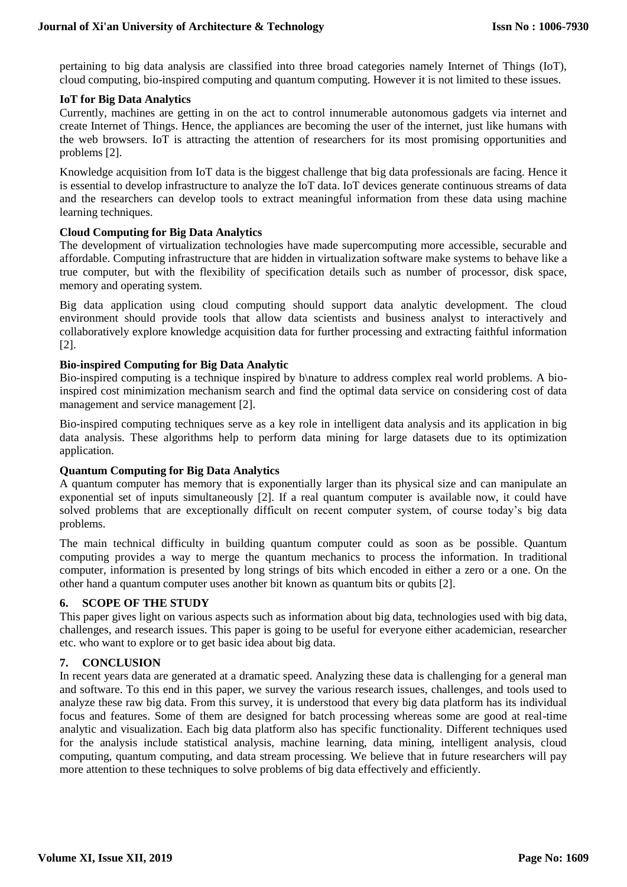pertaining to big data analysis are classified into three broad categories namely Internet of Things (IoT), cloud computing, bio-inspired computing and quantum computing. However it is not limited to these issues.

**IoT for Big Data Analytics**

Currently, machines are getting in on the act to control innumerable autonomous gadgets via internet and create Internet of Things. Hence, the appliances are becoming the user of the internet, just like humans with the web browsers. IoT is attracting the attention of researchers for its most promising opportunities and problems [2].

Knowledge acquisition from IoT data is the biggest challenge that big data professionals are facing. Hence it is essential to develop infrastructure to analyze the IoT data. IoT devices generate continuous streams of data and the researchers can develop tools to extract meaningful information from these data using machine learning techniques.

**Cloud Computing for Big Data Analytics**

The development of virtualization technologies have made supercomputing more accessible, securable and affordable. Computing infrastructure that are hidden in virtualization software make systems to behave like a true computer, but with the flexibility of specification details such as number of processor, disk space, memory and operating system.

Big data application using cloud computing should support data analytic development. The cloud environment should provide tools that allow data scientists and business analyst to interactively and collaboratively explore knowledge acquisition data for further processing and extracting faithful information [2].

**Bio-inspired Computing for Big Data Analytic**

Bio-inspired computing is a technique inspired by b\nature to address complex real world problems. A bio-inspired cost minimization mechanism search and find the optimal data service on considering cost of data management and service management [2].

Bio-inspired computing techniques serve as a key role in intelligent data analysis and its application in big data analysis. These algorithms help to perform data mining for large datasets due to its optimization application.

**Quantum Computing for Big Data Analytics**

A quantum computer has memory that is exponentially larger than its physical size and can manipulate an exponential set of inputs simultaneously [2]. If a real quantum computer is available now, it could have solved problems that are exceptionally difficult on recent computer system, of course today's big data problems.

The main technical difficulty in building quantum computer could as soon as be possible. Quantum computing provides a way to merge the quantum mechanics to process the information. In traditional computer, information is presented by long strings of bits which encoded in either a zero or a one. On the other hand a quantum computer uses another bit known as quantum bits or qubits [2].

## 6. SCOPE OF THE STUDY

This paper gives light on various aspects such as information about big data, technologies used with big data, challenges, and research issues. This paper is going to be useful for everyone either academician, researcher etc. who want to explore or to get basic idea about big data.

## 7. CONCLUSION

In recent years data are generated at a dramatic speed. Analyzing these data is challenging for a general man and software. To this end in this paper, we survey the various research issues, challenges, and tools used to analyze these raw big data. From this survey, it is understood that every big data platform has its individual focus and features. Some of them are designed for batch processing whereas some are good at real-time analytic and visualization. Each big data platform also has specific functionality. Different techniques used for the analysis include statistical analysis, machine learning, data mining, intelligent analysis, cloud computing, quantum computing, and data stream processing. We believe that in future researchers will pay more attention to these techniques to solve problems of big data effectively and efficiently.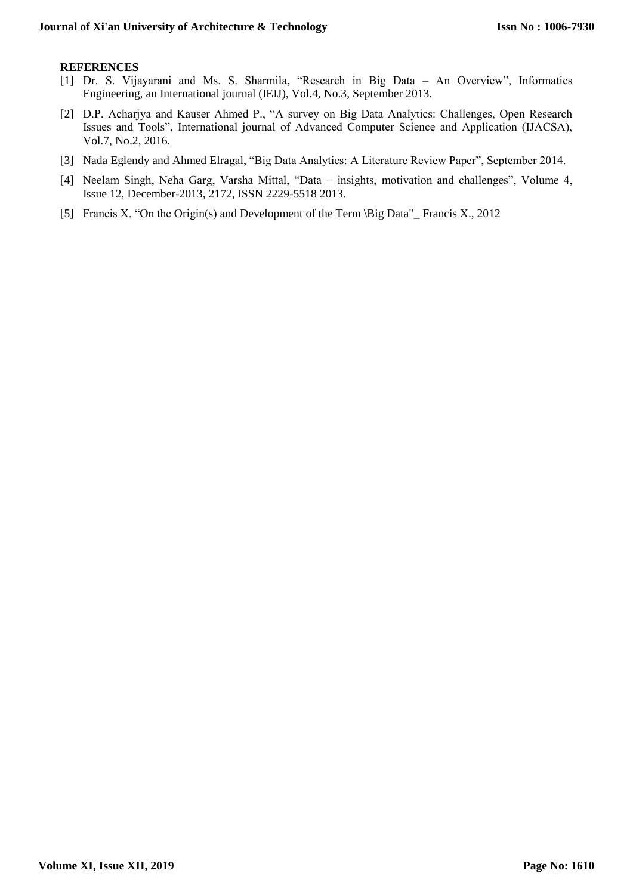## REFERENCES

[1] Dr. S. Vijayarani and Ms. S. Sharmila, "Research in Big Data – An Overview", Informatics Engineering, an International journal (IEIJ), Vol.4, No.3, September 2013.

[2] D.P. Acharjya and Kauser Ahmed P., "A survey on Big Data Analytics: Challenges, Open Research Issues and Tools", International journal of Advanced Computer Science and Application (IJACSA), Vol.7, No.2, 2016.

[3] Nada Eglendy and Ahmed Elragal, "Big Data Analytics: A Literature Review Paper", September 2014.

[4] Neelam Singh, Neha Garg, Varsha Mittal, "Data – insights, motivation and challenges", Volume 4, Issue 12, December-2013, 2172, ISSN 2229-5518 2013.

[5] Francis X. "On the Origin(s) and Development of the Term \Big Data"_ Francis X., 2012